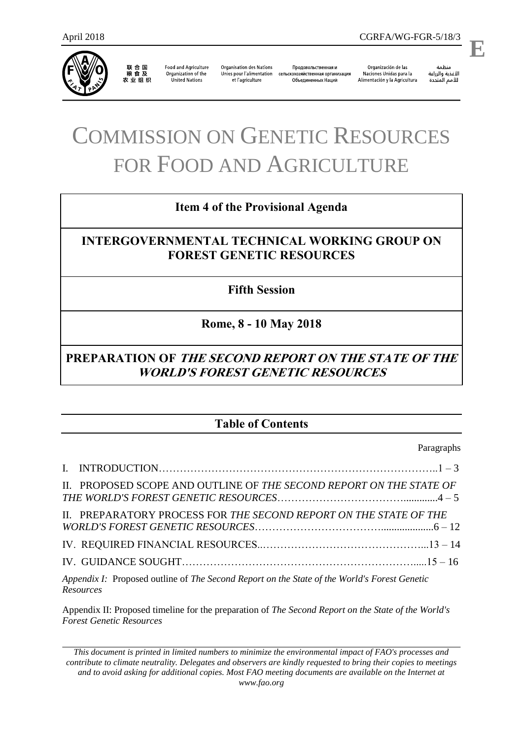April 2018 CGRFA/WG-FGR-5/18/3

**E**

联合国粮食及农业组织 | Food and Agriculture Organization of the United Nations | Organisation des Nations Unies pour l'alimentation et l'agriculture | Продовольственная и сельскохозяйственная организация Объединенных Наций | Organización de las Naciones Unidas para la Alimentación y la Agricultura | منظمة الأغذية والزراعة للأمم المتحدة

# COMMISSION ON GENETIC RESOURCES FOR FOOD AND AGRICULTURE

**Item 4 of the Provisional Agenda**

**INTERGOVERNMENTAL TECHNICAL WORKING GROUP ON FOREST GENETIC RESOURCES**

**Fifth Session**

**Rome, 8 - 10 May 2018**

**PREPARATION OF *THE SECOND REPORT ON THE STATE OF THE WORLD'S FOREST GENETIC RESOURCES***

## Table of Contents

Paragraphs

I. INTRODUCTION……………………………………………………………………..1 – 3

II. PROPOSED SCOPE AND OUTLINE OF *THE SECOND REPORT ON THE STATE OF THE WORLD'S FOREST GENETIC RESOURCES*……………………………….............4 – 5

II. PREPARATORY PROCESS FOR *THE SECOND REPORT ON THE STATE OF THE WORLD'S FOREST GENETIC RESOURCES*……………………………....................6 – 12

IV. REQUIRED FINANCIAL RESOURCES..………………………………………...13 – 14

IV. GUIDANCE SOUGHT………………………………………………………….....15 – 16

*Appendix I:* Proposed outline of *The Second Report on the State of the World's Forest Genetic Resources*

Appendix II: Proposed timeline for the preparation of *The Second Report on the State of the World's Forest Genetic Resources*

*This document is printed in limited numbers to minimize the environmental impact of FAO's processes and contribute to climate neutrality. Delegates and observers are kindly requested to bring their copies to meetings and to avoid asking for additional copies. Most FAO meeting documents are available on the Internet at www.fao.org*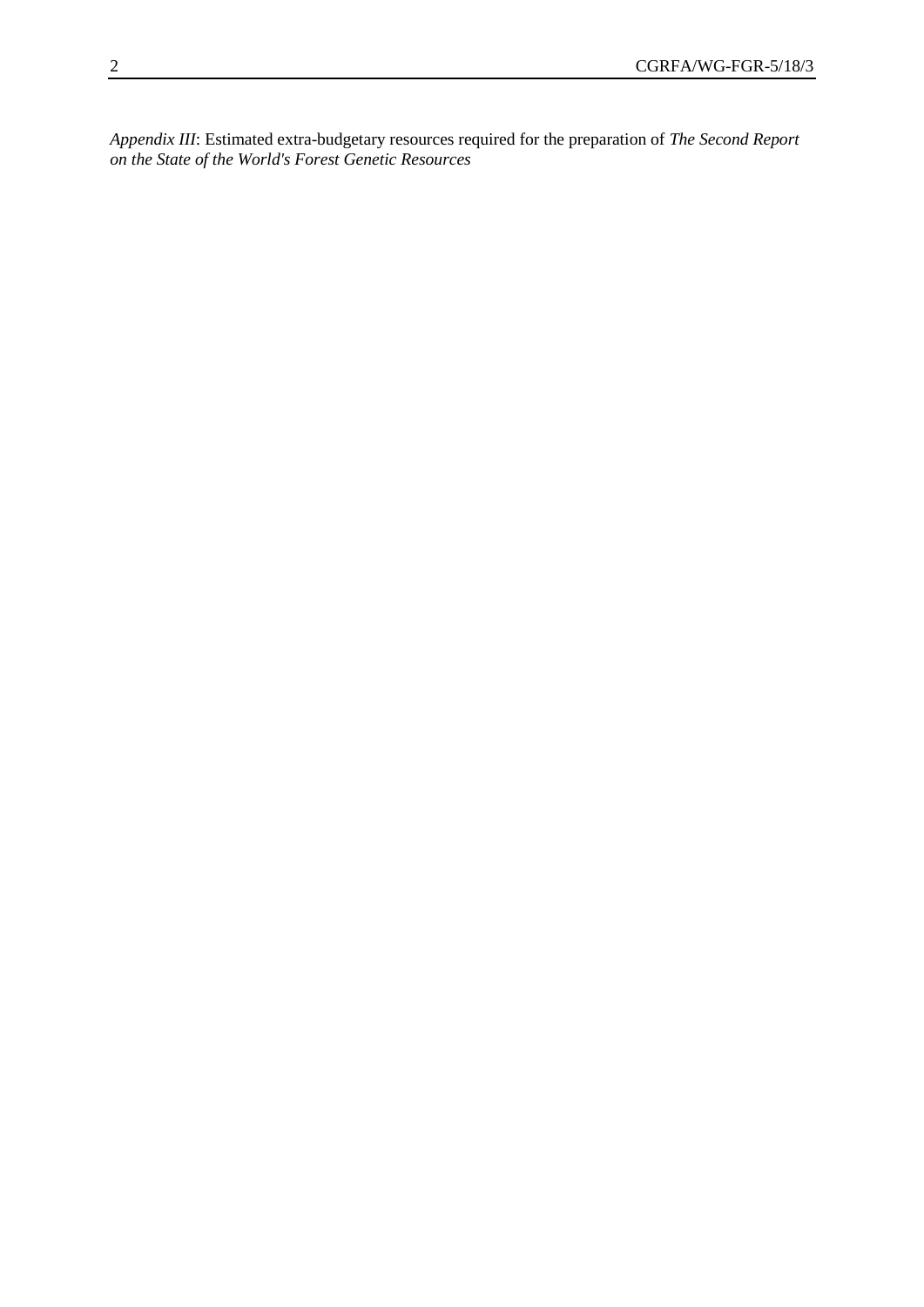*Appendix III*: Estimated extra-budgetary resources required for the preparation of *The Second Report on the State of the World's Forest Genetic Resources*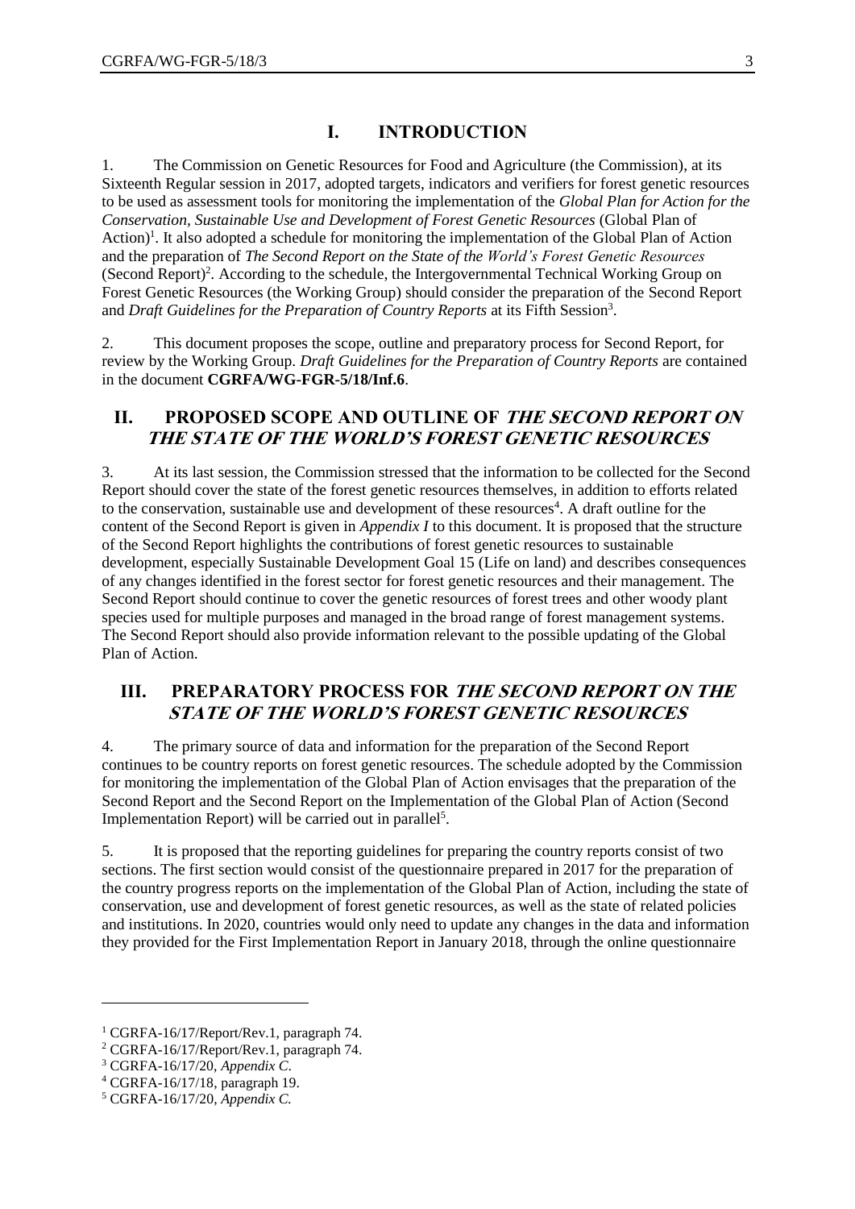# I. INTRODUCTION

1. The Commission on Genetic Resources for Food and Agriculture (the Commission), at its Sixteenth Regular session in 2017, adopted targets, indicators and verifiers for forest genetic resources to be used as assessment tools for monitoring the implementation of the *Global Plan for Action for the Conservation, Sustainable Use and Development of Forest Genetic Resources* (Global Plan of Action)[1]. It also adopted a schedule for monitoring the implementation of the Global Plan of Action and the preparation of *The Second Report on the State of the World's Forest Genetic Resources* (Second Report)[2]. According to the schedule, the Intergovernmental Technical Working Group on Forest Genetic Resources (the Working Group) should consider the preparation of the Second Report and *Draft Guidelines for the Preparation of Country Reports* at its Fifth Session[3].

2. This document proposes the scope, outline and preparatory process for Second Report, for review by the Working Group. *Draft Guidelines for the Preparation of Country Reports* are contained in the document **CGRFA/WG-FGR-5/18/Inf.6**.

# II. PROPOSED SCOPE AND OUTLINE OF *THE SECOND REPORT ON THE STATE OF THE WORLD'S FOREST GENETIC RESOURCES*

3. At its last session, the Commission stressed that the information to be collected for the Second Report should cover the state of the forest genetic resources themselves, in addition to efforts related to the conservation, sustainable use and development of these resources[4]. A draft outline for the content of the Second Report is given in *Appendix I* to this document. It is proposed that the structure of the Second Report highlights the contributions of forest genetic resources to sustainable development, especially Sustainable Development Goal 15 (Life on land) and describes consequences of any changes identified in the forest sector for forest genetic resources and their management. The Second Report should continue to cover the genetic resources of forest trees and other woody plant species used for multiple purposes and managed in the broad range of forest management systems. The Second Report should also provide information relevant to the possible updating of the Global Plan of Action.

# III. PREPARATORY PROCESS FOR *THE SECOND REPORT ON THE STATE OF THE WORLD'S FOREST GENETIC RESOURCES*

4. The primary source of data and information for the preparation of the Second Report continues to be country reports on forest genetic resources. The schedule adopted by the Commission for monitoring the implementation of the Global Plan of Action envisages that the preparation of the Second Report and the Second Report on the Implementation of the Global Plan of Action (Second Implementation Report) will be carried out in parallel[5].

5. It is proposed that the reporting guidelines for preparing the country reports consist of two sections. The first section would consist of the questionnaire prepared in 2017 for the preparation of the country progress reports on the implementation of the Global Plan of Action, including the state of conservation, use and development of forest genetic resources, as well as the state of related policies and institutions. In 2020, countries would only need to update any changes in the data and information they provided for the First Implementation Report in January 2018, through the online questionnaire

---

[1] CGRFA-16/17/Report/Rev.1, paragraph 74.

[2] CGRFA-16/17/Report/Rev.1, paragraph 74.

[3] CGRFA-16/17/20, *Appendix C*.

[4] CGRFA-16/17/18, paragraph 19.

[5] CGRFA-16/17/20, *Appendix C.*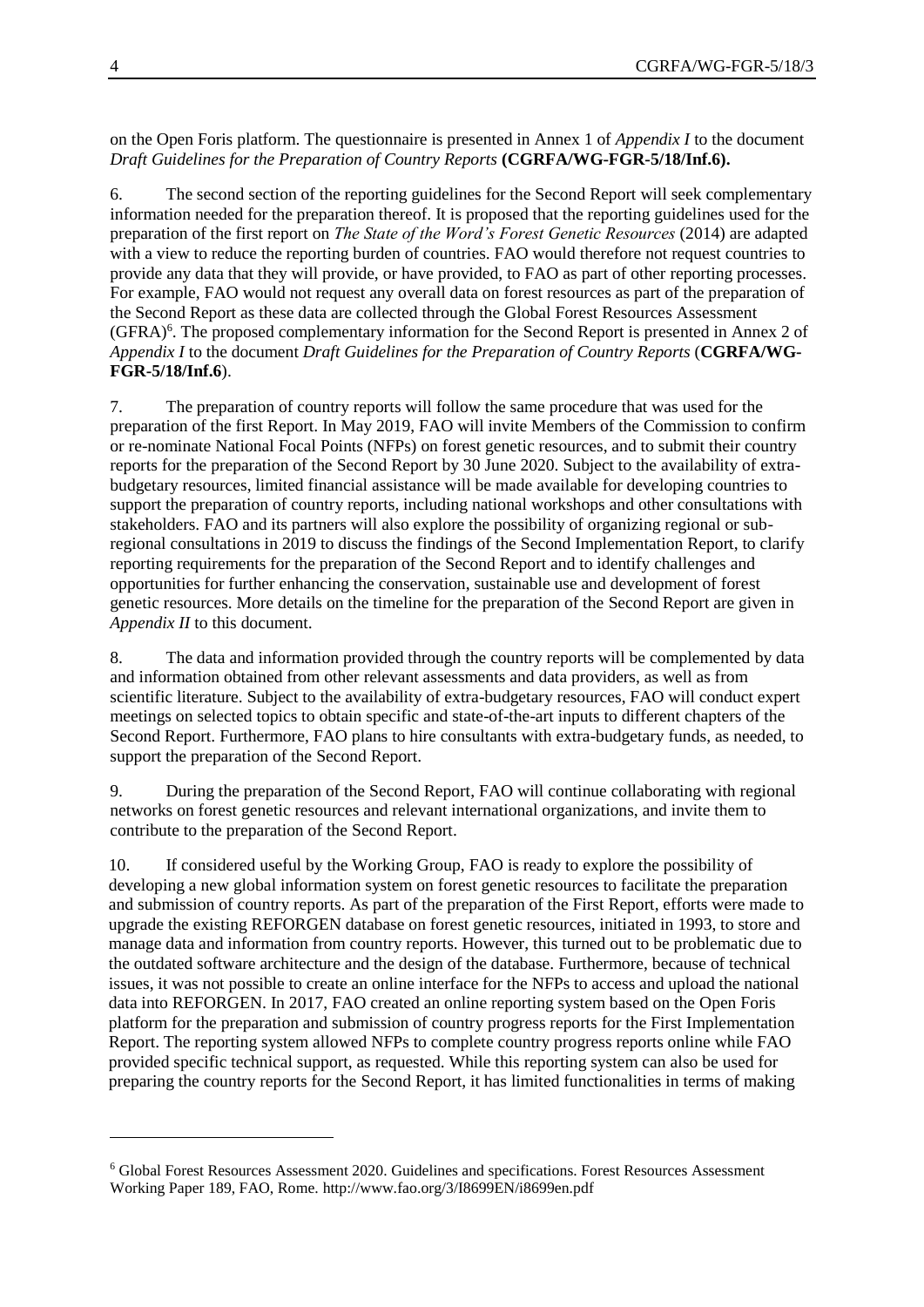on the Open Foris platform. The questionnaire is presented in Annex 1 of *Appendix I* to the document *Draft Guidelines for the Preparation of Country Reports* **(CGRFA/WG-FGR-5/18/Inf.6).**

6. The second section of the reporting guidelines for the Second Report will seek complementary information needed for the preparation thereof. It is proposed that the reporting guidelines used for the preparation of the first report on *The State of the Word's Forest Genetic Resources* (2014) are adapted with a view to reduce the reporting burden of countries. FAO would therefore not request countries to provide any data that they will provide, or have provided, to FAO as part of other reporting processes. For example, FAO would not request any overall data on forest resources as part of the preparation of the Second Report as these data are collected through the Global Forest Resources Assessment (GFRA)[6]. The proposed complementary information for the Second Report is presented in Annex 2 of *Appendix I* to the document *Draft Guidelines for the Preparation of Country Reports* (**CGRFA/WG-FGR-5/18/Inf.6**).

7. The preparation of country reports will follow the same procedure that was used for the preparation of the first Report. In May 2019, FAO will invite Members of the Commission to confirm or re-nominate National Focal Points (NFPs) on forest genetic resources, and to submit their country reports for the preparation of the Second Report by 30 June 2020. Subject to the availability of extra-budgetary resources, limited financial assistance will be made available for developing countries to support the preparation of country reports, including national workshops and other consultations with stakeholders. FAO and its partners will also explore the possibility of organizing regional or sub-regional consultations in 2019 to discuss the findings of the Second Implementation Report, to clarify reporting requirements for the preparation of the Second Report and to identify challenges and opportunities for further enhancing the conservation, sustainable use and development of forest genetic resources. More details on the timeline for the preparation of the Second Report are given in *Appendix II* to this document.

8. The data and information provided through the country reports will be complemented by data and information obtained from other relevant assessments and data providers, as well as from scientific literature. Subject to the availability of extra-budgetary resources, FAO will conduct expert meetings on selected topics to obtain specific and state-of-the-art inputs to different chapters of the Second Report. Furthermore, FAO plans to hire consultants with extra-budgetary funds, as needed, to support the preparation of the Second Report.

9. During the preparation of the Second Report, FAO will continue collaborating with regional networks on forest genetic resources and relevant international organizations, and invite them to contribute to the preparation of the Second Report.

10. If considered useful by the Working Group, FAO is ready to explore the possibility of developing a new global information system on forest genetic resources to facilitate the preparation and submission of country reports. As part of the preparation of the First Report, efforts were made to upgrade the existing REFORGEN database on forest genetic resources, initiated in 1993, to store and manage data and information from country reports. However, this turned out to be problematic due to the outdated software architecture and the design of the database. Furthermore, because of technical issues, it was not possible to create an online interface for the NFPs to access and upload the national data into REFORGEN. In 2017, FAO created an online reporting system based on the Open Foris platform for the preparation and submission of country progress reports for the First Implementation Report. The reporting system allowed NFPs to complete country progress reports online while FAO provided specific technical support, as requested. While this reporting system can also be used for preparing the country reports for the Second Report, it has limited functionalities in terms of making

---

[6] Global Forest Resources Assessment 2020. Guidelines and specifications. Forest Resources Assessment Working Paper 189, FAO, Rome. http://www.fao.org/3/I8699EN/i8699en.pdf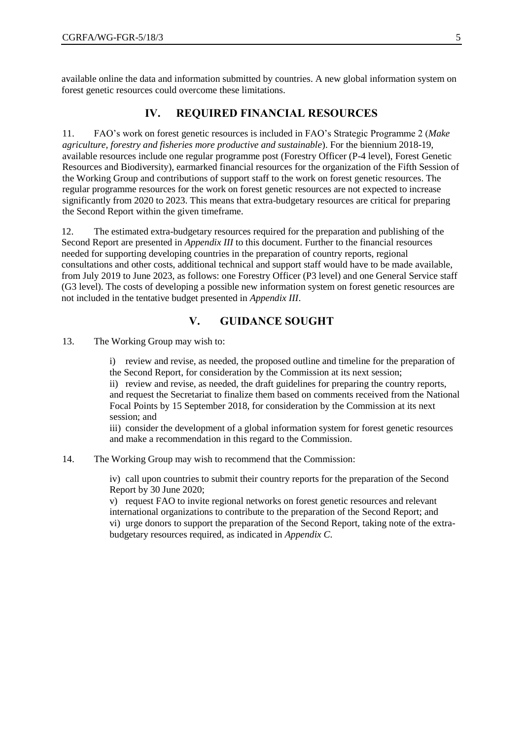available online the data and information submitted by countries. A new global information system on forest genetic resources could overcome these limitations.

## IV. REQUIRED FINANCIAL RESOURCES

11. FAO's work on forest genetic resources is included in FAO's Strategic Programme 2 (*Make agriculture, forestry and fisheries more productive and sustainable*). For the biennium 2018-19, available resources include one regular programme post (Forestry Officer (P-4 level), Forest Genetic Resources and Biodiversity), earmarked financial resources for the organization of the Fifth Session of the Working Group and contributions of support staff to the work on forest genetic resources. The regular programme resources for the work on forest genetic resources are not expected to increase significantly from 2020 to 2023. This means that extra-budgetary resources are critical for preparing the Second Report within the given timeframe.

12. The estimated extra-budgetary resources required for the preparation and publishing of the Second Report are presented in *Appendix III* to this document. Further to the financial resources needed for supporting developing countries in the preparation of country reports, regional consultations and other costs, additional technical and support staff would have to be made available, from July 2019 to June 2023, as follows: one Forestry Officer (P3 level) and one General Service staff (G3 level). The costs of developing a possible new information system on forest genetic resources are not included in the tentative budget presented in *Appendix III*.

## V. GUIDANCE SOUGHT

13. The Working Group may wish to:

i) review and revise, as needed, the proposed outline and timeline for the preparation of the Second Report, for consideration by the Commission at its next session;
ii) review and revise, as needed, the draft guidelines for preparing the country reports, and request the Secretariat to finalize them based on comments received from the National Focal Points by 15 September 2018, for consideration by the Commission at its next session; and
iii) consider the development of a global information system for forest genetic resources and make a recommendation in this regard to the Commission.

14. The Working Group may wish to recommend that the Commission:

iv) call upon countries to submit their country reports for the preparation of the Second Report by 30 June 2020;
v) request FAO to invite regional networks on forest genetic resources and relevant international organizations to contribute to the preparation of the Second Report; and
vi) urge donors to support the preparation of the Second Report, taking note of the extra-budgetary resources required, as indicated in *Appendix C.*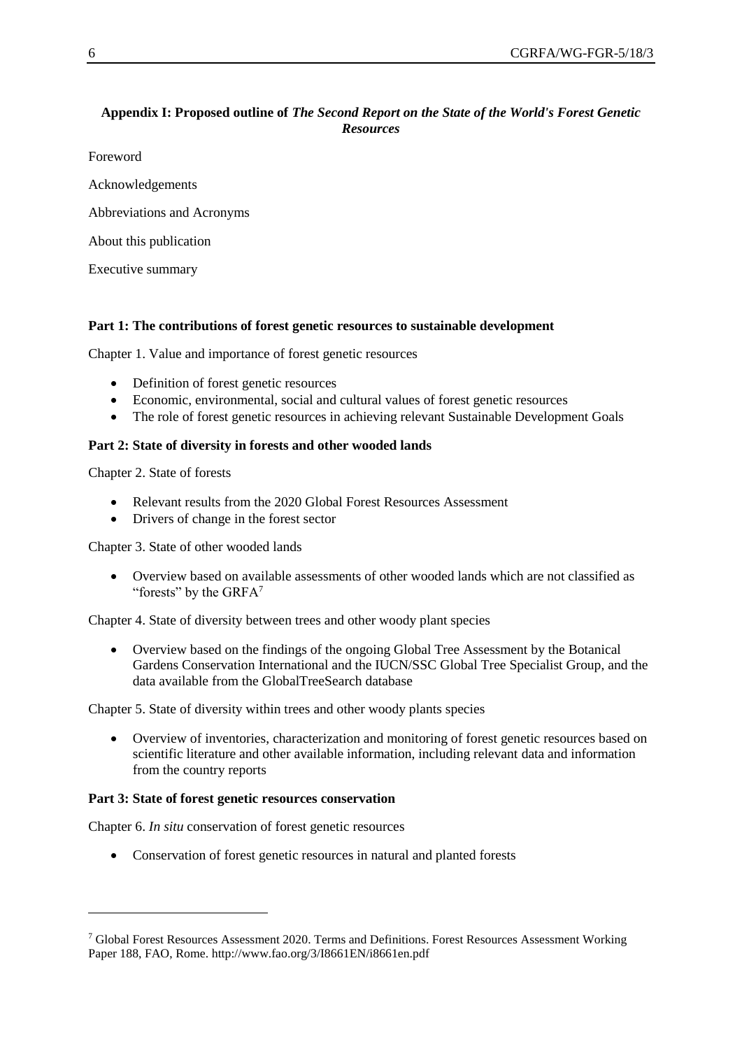**Appendix I: Proposed outline of *The Second Report on the State of the World's Forest Genetic Resources***

Foreword

Acknowledgements

Abbreviations and Acronyms

About this publication

Executive summary

**Part 1: The contributions of forest genetic resources to sustainable development**

Chapter 1. Value and importance of forest genetic resources

- Definition of forest genetic resources
- Economic, environmental, social and cultural values of forest genetic resources
- The role of forest genetic resources in achieving relevant Sustainable Development Goals

**Part 2: State of diversity in forests and other wooded lands**

Chapter 2. State of forests

- Relevant results from the 2020 Global Forest Resources Assessment
- Drivers of change in the forest sector

Chapter 3. State of other wooded lands

- Overview based on available assessments of other wooded lands which are not classified as "forests" by the GRFA[7]

Chapter 4. State of diversity between trees and other woody plant species

- Overview based on the findings of the ongoing Global Tree Assessment by the Botanical Gardens Conservation International and the IUCN/SSC Global Tree Specialist Group, and the data available from the GlobalTreeSearch database

Chapter 5. State of diversity within trees and other woody plants species

- Overview of inventories, characterization and monitoring of forest genetic resources based on scientific literature and other available information, including relevant data and information from the country reports

**Part 3: State of forest genetic resources conservation**

Chapter 6. *In situ* conservation of forest genetic resources

- Conservation of forest genetic resources in natural and planted forests

---

[7] Global Forest Resources Assessment 2020. Terms and Definitions. Forest Resources Assessment Working Paper 188, FAO, Rome. http://www.fao.org/3/I8661EN/i8661en.pdf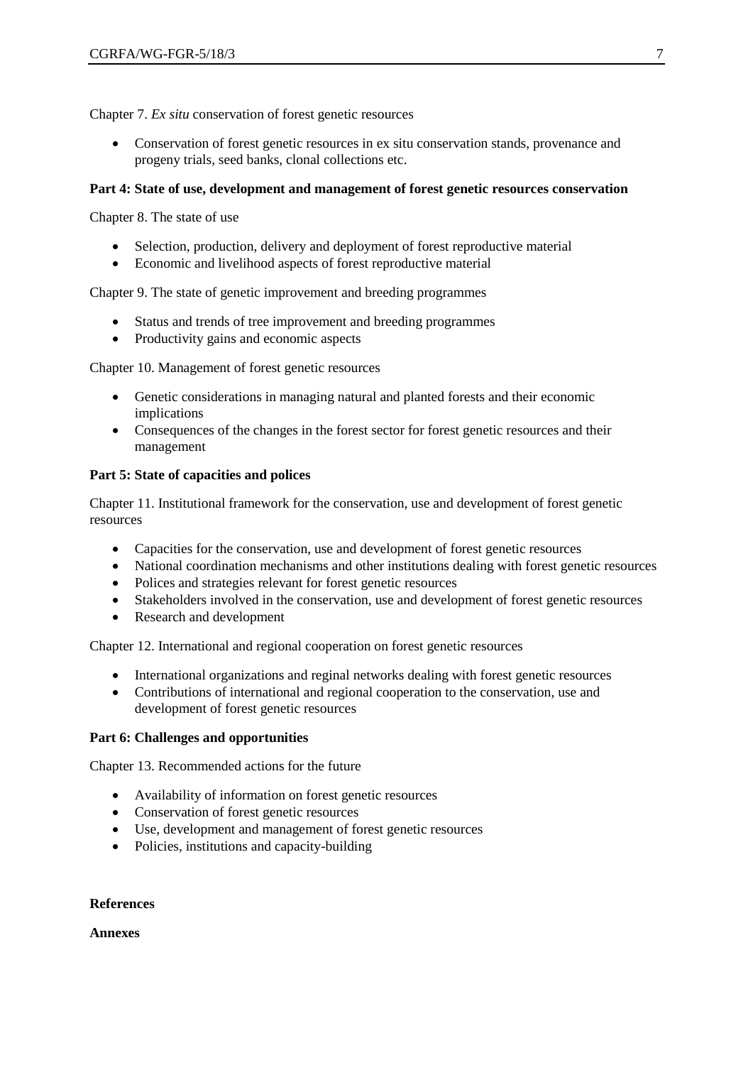Chapter 7. *Ex situ* conservation of forest genetic resources

- Conservation of forest genetic resources in ex situ conservation stands, provenance and progeny trials, seed banks, clonal collections etc.

**Part 4: State of use, development and management of forest genetic resources conservation**

Chapter 8. The state of use

- Selection, production, delivery and deployment of forest reproductive material
- Economic and livelihood aspects of forest reproductive material

Chapter 9. The state of genetic improvement and breeding programmes

- Status and trends of tree improvement and breeding programmes
- Productivity gains and economic aspects

Chapter 10. Management of forest genetic resources

- Genetic considerations in managing natural and planted forests and their economic implications
- Consequences of the changes in the forest sector for forest genetic resources and their management

**Part 5: State of capacities and polices**

Chapter 11. Institutional framework for the conservation, use and development of forest genetic resources

- Capacities for the conservation, use and development of forest genetic resources
- National coordination mechanisms and other institutions dealing with forest genetic resources
- Polices and strategies relevant for forest genetic resources
- Stakeholders involved in the conservation, use and development of forest genetic resources
- Research and development

Chapter 12. International and regional cooperation on forest genetic resources

- International organizations and reginal networks dealing with forest genetic resources
- Contributions of international and regional cooperation to the conservation, use and development of forest genetic resources

**Part 6: Challenges and opportunities**

Chapter 13. Recommended actions for the future

- Availability of information on forest genetic resources
- Conservation of forest genetic resources
- Use, development and management of forest genetic resources
- Policies, institutions and capacity-building

**References**

**Annexes**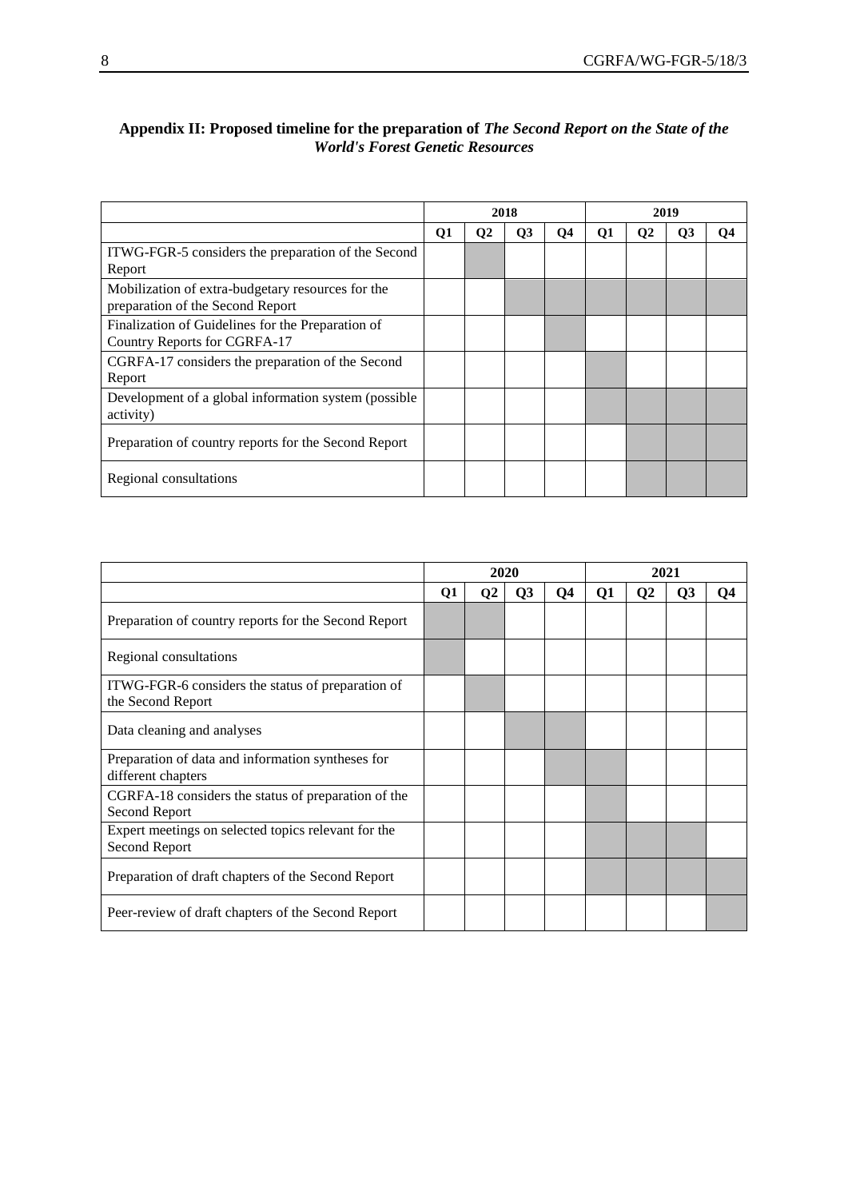## Appendix II: Proposed timeline for the preparation of *The Second Report on the State of the World's Forest Genetic Resources*

| | 2018 | | | | 2019 | | | |
|---|---|---|---|---|---|---|---|---|
| | **Q1** | **Q2** | **Q3** | **Q4** | **Q1** | **Q2** | **Q3** | **Q4** |
| ITWG-FGR-5 considers the preparation of the Second Report | | ■ | | | | | | |
| Mobilization of extra-budgetary resources for the preparation of the Second Report | | | ■ | ■ | ■ | ■ | ■ | ■ |
| Finalization of Guidelines for the Preparation of Country Reports for CGRFA-17 | | | | ■ | | | | |
| CGRFA-17 considers the preparation of the Second Report | | | | | ■ | | | |
| Development of a global information system (possible activity) | | | | | ■ | ■ | ■ | ■ |
| Preparation of country reports for the Second Report | | | | | | ■ | ■ | ■ |
| Regional consultations | | | | | | ■ | ■ | ■ |

| | 2020 | | | | 2021 | | | |
|---|---|---|---|---|---|---|---|---|
| | **Q1** | **Q2** | **Q3** | **Q4** | **Q1** | **Q2** | **Q3** | **Q4** |
| Preparation of country reports for the Second Report | ■ | ■ | | | | | | |
| Regional consultations | ■ | | | | | | | |
| ITWG-FGR-6 considers the status of preparation of the Second Report | | ■ | | | | | | |
| Data cleaning and analyses | | | ■ | ■ | | | | |
| Preparation of data and information syntheses for different chapters | | | | ■ | ■ | | | |
| CGRFA-18 considers the status of preparation of the Second Report | | | | | ■ | | | |
| Expert meetings on selected topics relevant for the Second Report | | | | | ■ | ■ | ■ | |
| Preparation of draft chapters of the Second Report | | | | | ■ | ■ | ■ | ■ |
| Peer-review of draft chapters of the Second Report | | | | | | | | ■ |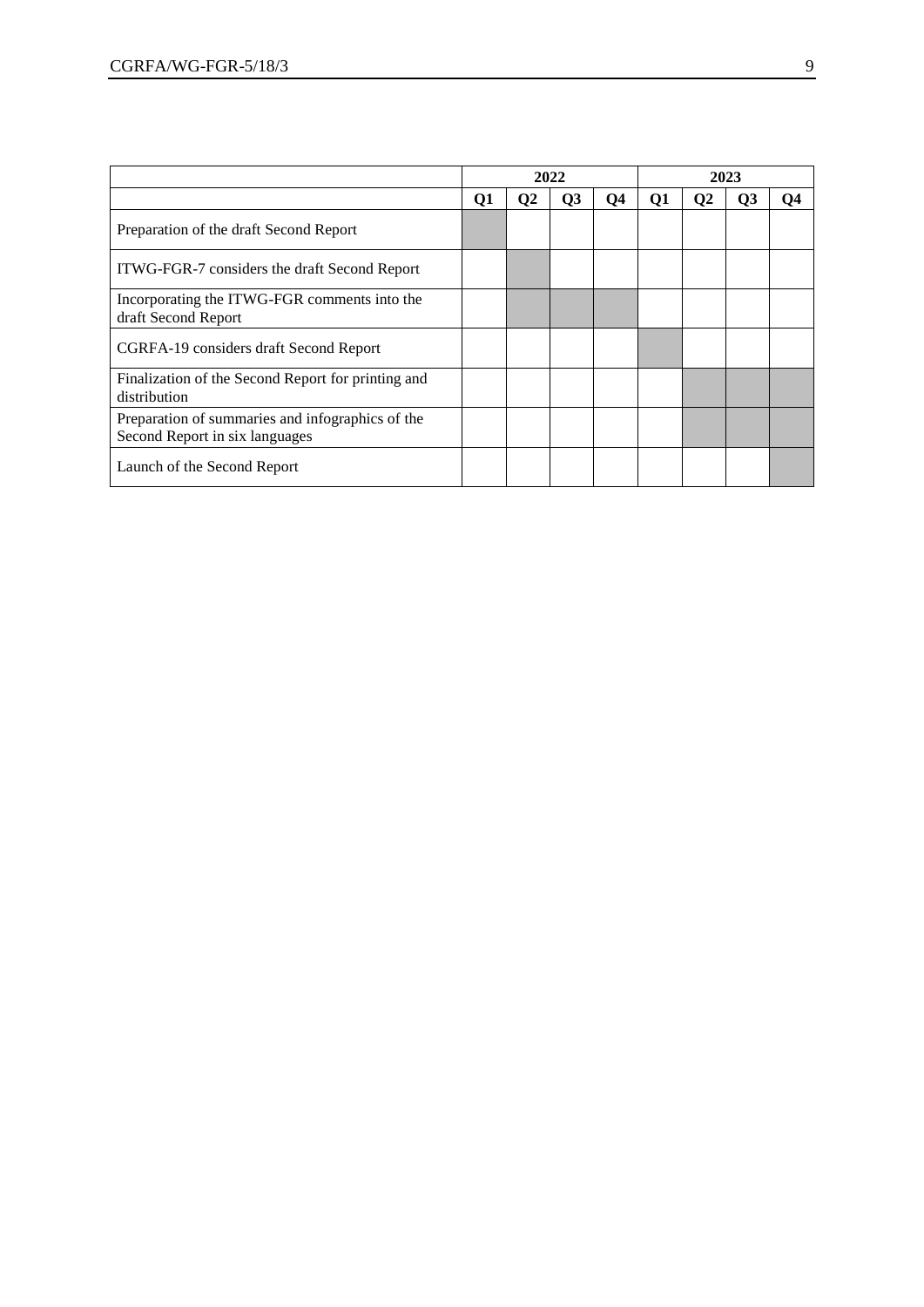| | 2022 | | | | 2023 | | | |
|---|---|---|---|---|---|---|---|---|
| | **Q1** | **Q2** | **Q3** | **Q4** | **Q1** | **Q2** | **Q3** | **Q4** |
| Preparation of the draft Second Report | X | | | | | | | |
| ITWG-FGR-7 considers the draft Second Report | | X | | | | | | |
| Incorporating the ITWG-FGR comments into the draft Second Report | | X | X | X | | | | |
| CGRFA-19 considers draft Second Report | | | | | X | | | |
| Finalization of the Second Report for printing and distribution | | | | | | X | X | X |
| Preparation of summaries and infographics of the Second Report in six languages | | | | | | X | X | X |
| Launch of the Second Report | | | | | | | | X |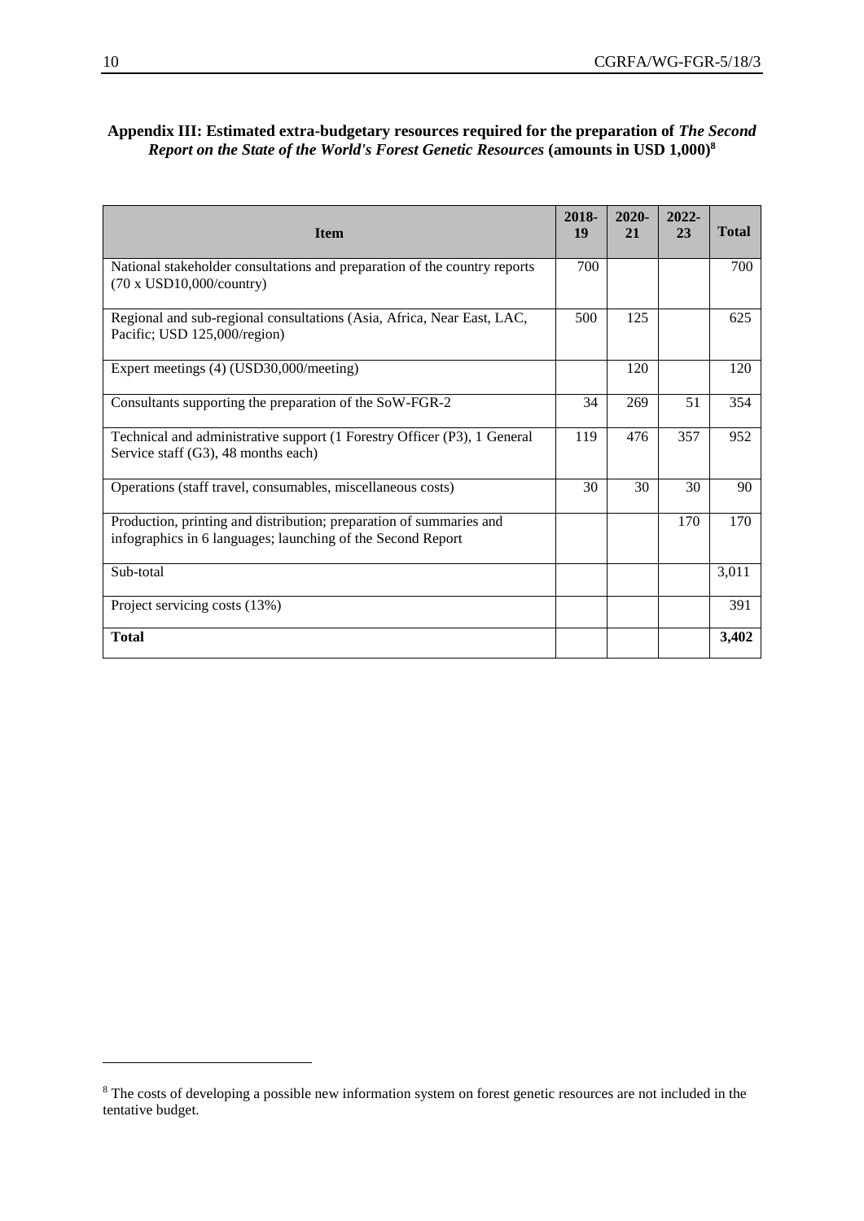**Appendix III: Estimated extra-budgetary resources required for the preparation of *The Second Report on the State of the World's Forest Genetic Resources* (amounts in USD 1,000)[8]**

| Item | 2018-19 | 2020-21 | 2022-23 | Total |
|---|---|---|---|---|
| National stakeholder consultations and preparation of the country reports (70 x USD10,000/country) | 700 | | | 700 |
| Regional and sub-regional consultations (Asia, Africa, Near East, LAC, Pacific; USD 125,000/region) | 500 | 125 | | 625 |
| Expert meetings (4) (USD30,000/meeting) | | 120 | | 120 |
| Consultants supporting the preparation of the SoW-FGR-2 | 34 | 269 | 51 | 354 |
| Technical and administrative support (1 Forestry Officer (P3), 1 General Service staff (G3), 48 months each) | 119 | 476 | 357 | 952 |
| Operations (staff travel, consumables, miscellaneous costs) | 30 | 30 | 30 | 90 |
| Production, printing and distribution; preparation of summaries and infographics in 6 languages; launching of the Second Report | | | 170 | 170 |
| Sub-total | | | | 3,011 |
| Project servicing costs (13%) | | | | 391 |
| **Total** | | | | **3,402** |

[8] The costs of developing a possible new information system on forest genetic resources are not included in the tentative budget.